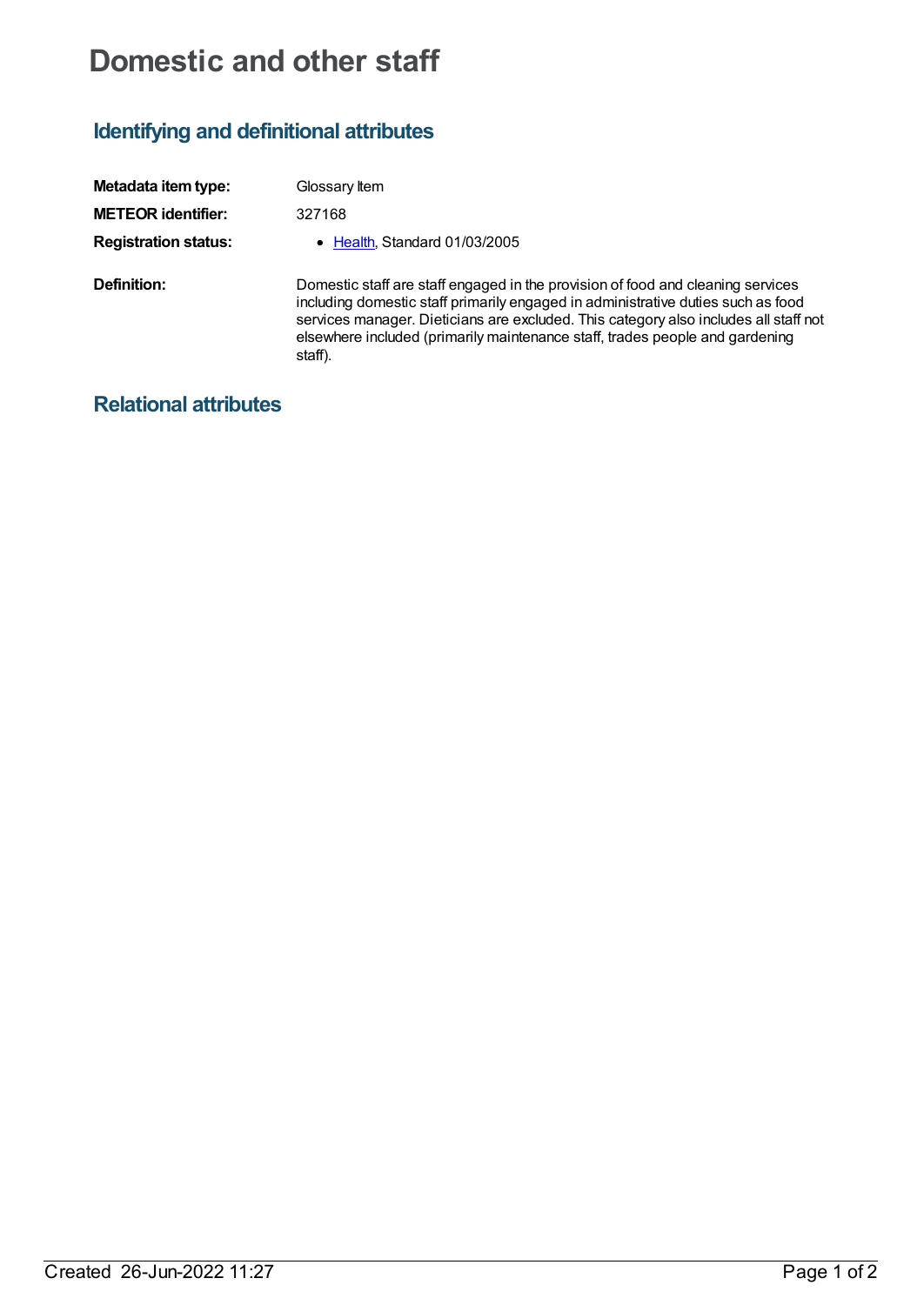# Domestic and other staff

## Identifying and definitional attributes

**Metadata item type:** Glossary Item

**METEOR identifier:** 327168

**Registration status:**
- Health, Standard 01/03/2005

**Definition:** Domestic staff are staff engaged in the provision of food and cleaning services including domestic staff primarily engaged in administrative duties such as food services manager. Dieticians are excluded. This category also includes all staff not elsewhere included (primarily maintenance staff, trades people and gardening staff).

## Relational attributes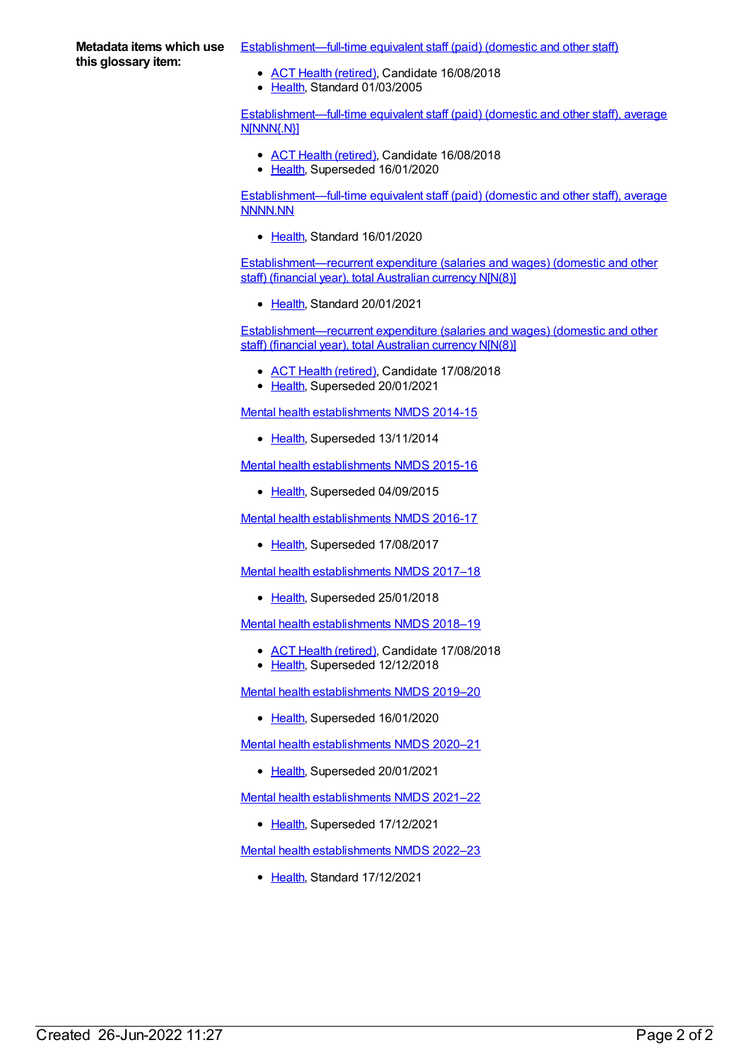**Metadata items which use this glossary item:**

Establishment—full-time equivalent staff (paid) (domestic and other staff)

- ACT Health (retired), Candidate 16/08/2018
- Health, Standard 01/03/2005

Establishment—full-time equivalent staff (paid) (domestic and other staff), average N[NNN{.N}]

- ACT Health (retired), Candidate 16/08/2018
- Health, Superseded 16/01/2020

Establishment—full-time equivalent staff (paid) (domestic and other staff), average NNNN.NN

- Health, Standard 16/01/2020

Establishment—recurrent expenditure (salaries and wages) (domestic and other staff) (financial year), total Australian currency N[N(8)]

- Health, Standard 20/01/2021

Establishment—recurrent expenditure (salaries and wages) (domestic and other staff) (financial year), total Australian currency N[N(8)]

- ACT Health (retired), Candidate 17/08/2018
- Health, Superseded 20/01/2021

Mental health establishments NMDS 2014-15

- Health, Superseded 13/11/2014

Mental health establishments NMDS 2015-16

- Health, Superseded 04/09/2015

Mental health establishments NMDS 2016-17

- Health, Superseded 17/08/2017

Mental health establishments NMDS 2017–18

- Health, Superseded 25/01/2018

Mental health establishments NMDS 2018–19

- ACT Health (retired), Candidate 17/08/2018
- Health, Superseded 12/12/2018

Mental health establishments NMDS 2019–20

- Health, Superseded 16/01/2020

Mental health establishments NMDS 2020–21

- Health, Superseded 20/01/2021

Mental health establishments NMDS 2021–22

- Health, Superseded 17/12/2021

Mental health establishments NMDS 2022–23

- Health, Standard 17/12/2021